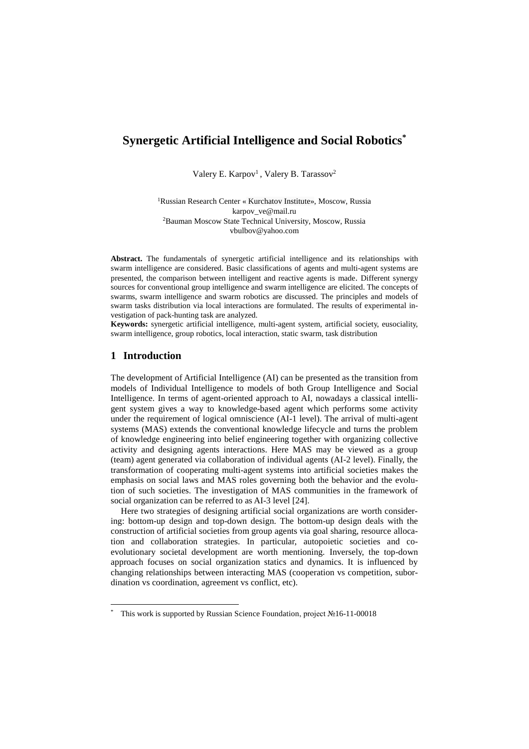# Synergetic Artificial Intelligence and Social Robotics*

Valery E. Karpov[1] , Valery B. Tarassov[2]

[1]Russian Research Center « Kurchatov Institute», Moscow, Russia
karpov_ve@mail.ru
[2]Bauman Moscow State Technical University, Moscow, Russia
vbulbov@yahoo.com

**Abstract.** The fundamentals of synergetic artificial intelligence and its relationships with swarm intelligence are considered. Basic classifications of agents and multi-agent systems are presented, the comparison between intelligent and reactive agents is made. Different synergy sources for conventional group intelligence and swarm intelligence are elicited. The concepts of swarms, swarm intelligence and swarm robotics are discussed. The principles and models of swarm tasks distribution via local interactions are formulated. The results of experimental investigation of pack-hunting task are analyzed.

**Keywords:** synergetic artificial intelligence, multi-agent system, artificial society, eusociality, swarm intelligence, group robotics, local interaction, static swarm, task distribution

## 1 Introduction

The development of Artificial Intelligence (AI) can be presented as the transition from models of Individual Intelligence to models of both Group Intelligence and Social Intelligence. In terms of agent-oriented approach to AI, nowadays a classical intelligent system gives a way to knowledge-based agent which performs some activity under the requirement of logical omniscience (AI-1 level). The arrival of multi-agent systems (MAS) extends the conventional knowledge lifecycle and turns the problem of knowledge engineering into belief engineering together with organizing collective activity and designing agents interactions. Here MAS may be viewed as a group (team) agent generated via collaboration of individual agents (AI-2 level). Finally, the transformation of cooperating multi-agent systems into artificial societies makes the emphasis on social laws and MAS roles governing both the behavior and the evolution of such societies. The investigation of MAS communities in the framework of social organization can be referred to as AI-3 level [24].

Here two strategies of designing artificial social organizations are worth considering: bottom-up design and top-down design. The bottom-up design deals with the construction of artificial societies from group agents via goal sharing, resource allocation and collaboration strategies. In particular, autopoietic societies and co-evolutionary societal development are worth mentioning. Inversely, the top-down approach focuses on social organization statics and dynamics. It is influenced by changing relationships between interacting MAS (cooperation vs competition, subordination vs coordination, agreement vs conflict, etc).

---

* This work is supported by Russian Science Foundation, project №16-11-00018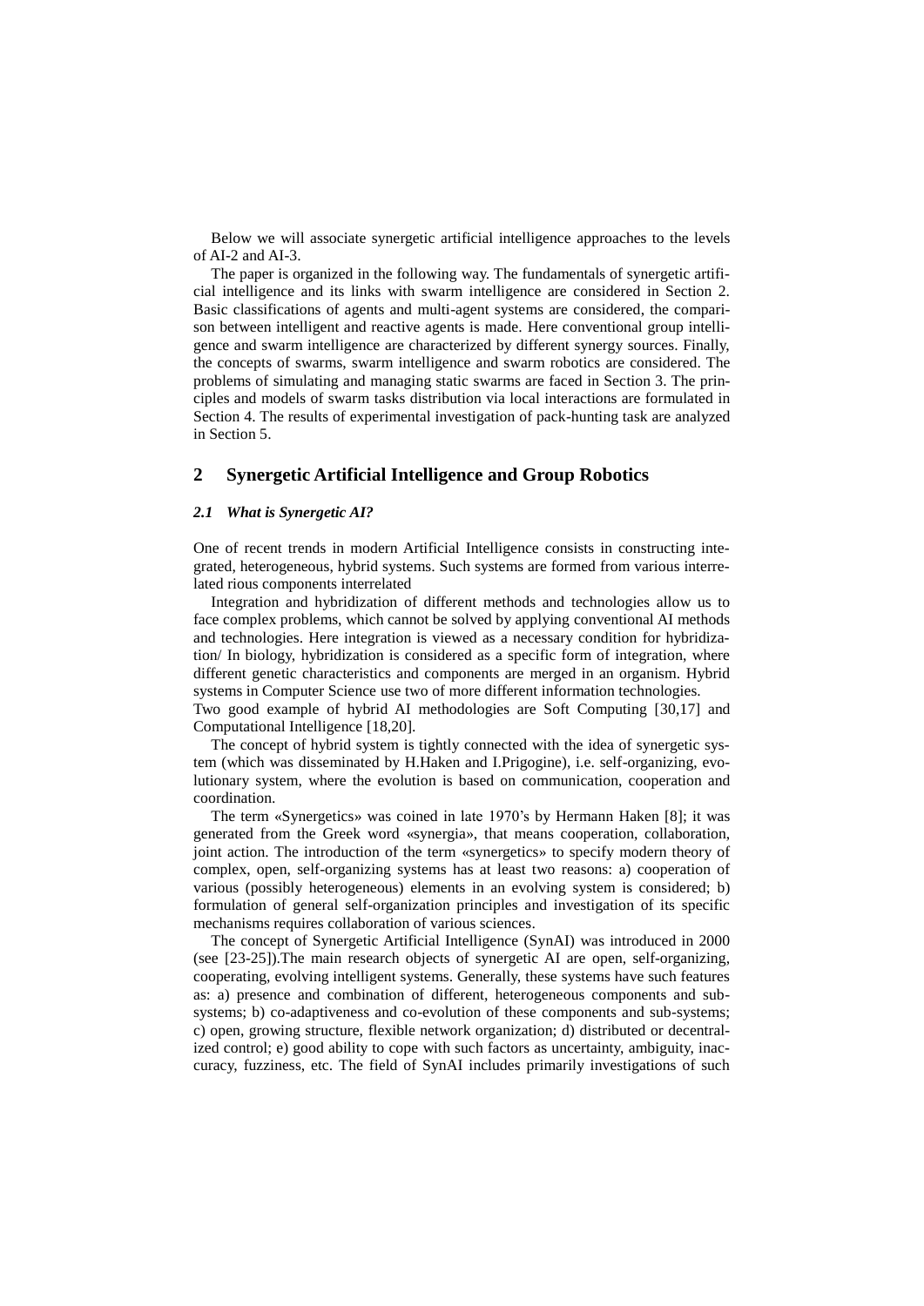Below we will associate synergetic artificial intelligence approaches to the levels of AI-2 and AI-3.

The paper is organized in the following way. The fundamentals of synergetic artificial intelligence and its links with swarm intelligence are considered in Section 2. Basic classifications of agents and multi-agent systems are considered, the comparison between intelligent and reactive agents is made. Here conventional group intelligence and swarm intelligence are characterized by different synergy sources. Finally, the concepts of swarms, swarm intelligence and swarm robotics are considered. The problems of simulating and managing static swarms are faced in Section 3. The principles and models of swarm tasks distribution via local interactions are formulated in Section 4. The results of experimental investigation of pack-hunting task are analyzed in Section 5.

## 2 Synergetic Artificial Intelligence and Group Robotics

### *2.1 What is Synergetic AI?*

One of recent trends in modern Artificial Intelligence consists in constructing integrated, heterogeneous, hybrid systems. Such systems are formed from various interrelated rious components interrelated

Integration and hybridization of different methods and technologies allow us to face complex problems, which cannot be solved by applying conventional AI methods and technologies. Here integration is viewed as a necessary condition for hybridization/ In biology, hybridization is considered as a specific form of integration, where different genetic characteristics and components are merged in an organism. Hybrid systems in Computer Science use two of more different information technologies.
Two good example of hybrid AI methodologies are Soft Computing [30,17] and Computational Intelligence [18,20].

The concept of hybrid system is tightly connected with the idea of synergetic system (which was disseminated by H.Haken and I.Prigogine), i.e. self-organizing, evolutionary system, where the evolution is based on communication, cooperation and coordination.

The term «Synergetics» was coined in late 1970's by Hermann Haken [8]; it was generated from the Greek word «synergia», that means cooperation, collaboration, joint action. The introduction of the term «synergetics» to specify modern theory of complex, open, self-organizing systems has at least two reasons: a) cooperation of various (possibly heterogeneous) elements in an evolving system is considered; b) formulation of general self-organization principles and investigation of its specific mechanisms requires collaboration of various sciences.

The concept of Synergetic Artificial Intelligence (SynAI) was introduced in 2000 (see [23-25]).The main research objects of synergetic AI are open, self-organizing, cooperating, evolving intelligent systems. Generally, these systems have such features as: a) presence and combination of different, heterogeneous components and subsystems; b) co-adaptiveness and co-evolution of these components and sub-systems; c) open, growing structure, flexible network organization; d) distributed or decentralized control; e) good ability to cope with such factors as uncertainty, ambiguity, inaccuracy, fuzziness, etc. The field of SynAI includes primarily investigations of such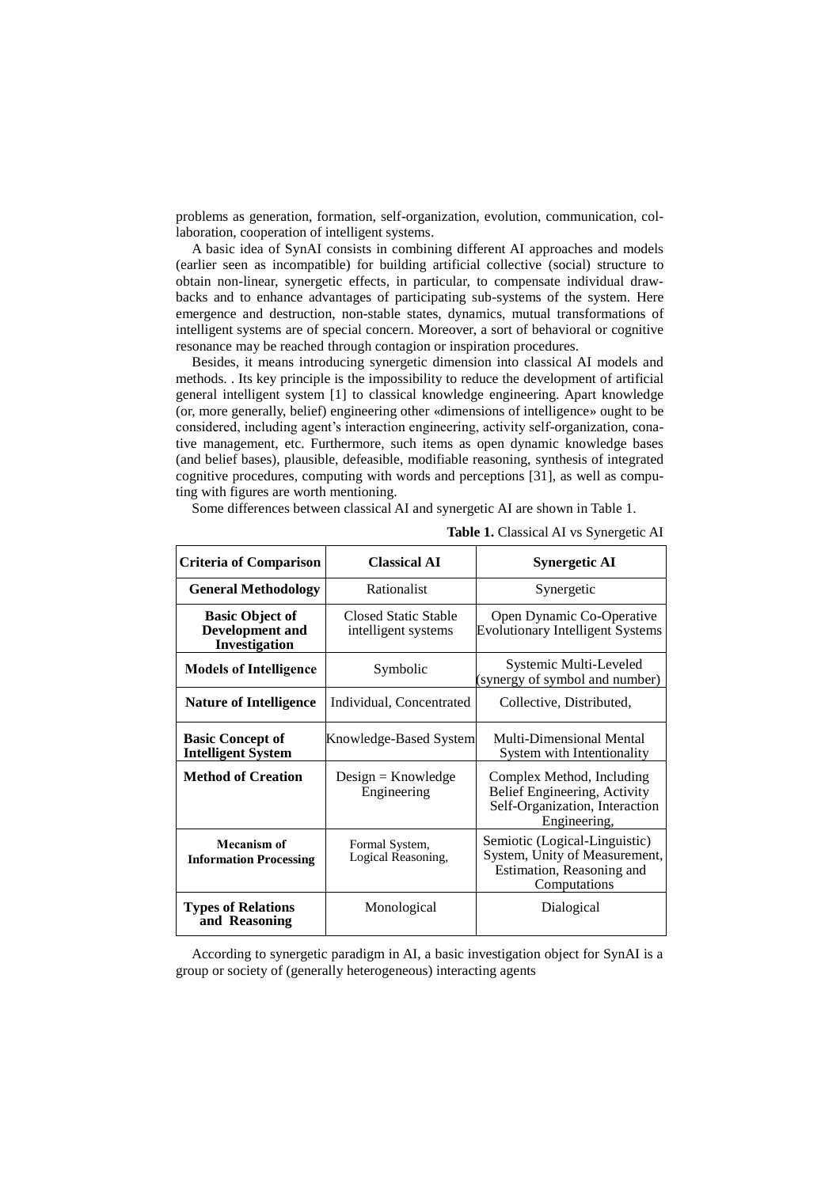problems as generation, formation, self-organization, evolution, communication, collaboration, cooperation of intelligent systems.

A basic idea of SynAI consists in combining different AI approaches and models (earlier seen as incompatible) for building artificial collective (social) structure to obtain non-linear, synergetic effects, in particular, to compensate individual drawbacks and to enhance advantages of participating sub-systems of the system. Here emergence and destruction, non-stable states, dynamics, mutual transformations of intelligent systems are of special concern. Moreover, a sort of behavioral or cognitive resonance may be reached through contagion or inspiration procedures.

Besides, it means introducing synergetic dimension into classical AI models and methods. . Its key principle is the impossibility to reduce the development of artificial general intelligent system [1] to classical knowledge engineering. Apart knowledge (or, more generally, belief) engineering other «dimensions of intelligence» ought to be considered, including agent's interaction engineering, activity self-organization, conative management, etc. Furthermore, such items as open dynamic knowledge bases (and belief bases), plausible, defeasible, modifiable reasoning, synthesis of integrated cognitive procedures, computing with words and perceptions [31], as well as computing with figures are worth mentioning.

Some differences between classical AI and synergetic AI are shown in Table 1.

**Table 1.** Classical AI vs Synergetic AI

| Criteria of Comparison | Classical AI | Synergetic AI |
|---|---|---|
| **General Methodology** | Rationalist | Synergetic |
| **Basic Object of Development and Investigation** | Closed Static Stable intelligent systems | Open Dynamic Co-Operative Evolutionary Intelligent Systems |
| **Models of Intelligence** | Symbolic | Systemic Multi-Leveled (synergy of symbol and number) |
| **Nature of Intelligence** | Individual, Concentrated | Collective, Distributed, |
| **Basic Concept of Intelligent System** | Knowledge-Based System | Multi-Dimensional Mental System with Intentionality |
| **Method of Creation** | Design = Knowledge Engineering | Complex Method, Including Belief Engineering, Activity Self-Organization, Interaction Engineering, |
| **Mecanism of Information Processing** | Formal System, Logical Reasoning, | Semiotic (Logical-Linguistic) System, Unity of Measurement, Estimation, Reasoning and Computations |
| **Types of Relations and Reasoning** | Monological | Dialogical |

According to synergetic paradigm in AI, a basic investigation object for SynAI is a group or society of (generally heterogeneous) interacting agents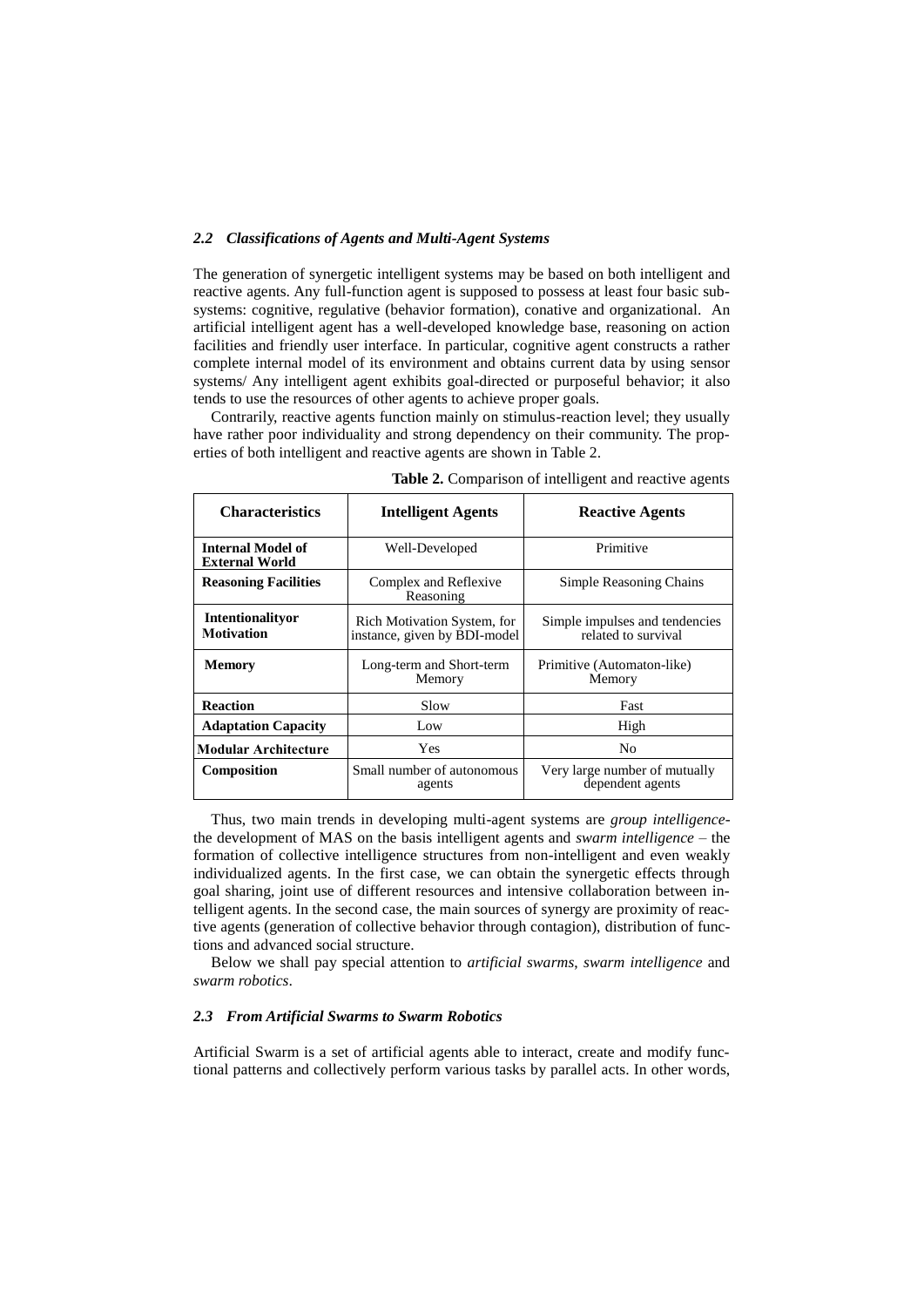### *2.2 Classifications of Agents and Multi-Agent Systems*

The generation of synergetic intelligent systems may be based on both intelligent and reactive agents. Any full-function agent is supposed to possess at least four basic subsystems: cognitive, regulative (behavior formation), conative and organizational. An artificial intelligent agent has a well-developed knowledge base, reasoning on action facilities and friendly user interface. In particular, cognitive agent constructs a rather complete internal model of its environment and obtains current data by using sensor systems/ Any intelligent agent exhibits goal-directed or purposeful behavior; it also tends to use the resources of other agents to achieve proper goals.

Contrarily, reactive agents function mainly on stimulus-reaction level; they usually have rather poor individuality and strong dependency on their community. The properties of both intelligent and reactive agents are shown in Table 2.

**Table 2.** Comparison of intelligent and reactive agents

| Characteristics | Intelligent Agents | Reactive Agents |
|---|---|---|
| **Internal Model of External World** | Well-Developed | Primitive |
| **Reasoning Facilities** | Complex and Reflexive Reasoning | Simple Reasoning Chains |
| **Intentionalityor Motivation** | Rich Motivation System, for instance, given by BDI-model | Simple impulses and tendencies related to survival |
| **Memory** | Long-term and Short-term Memory | Primitive (Automaton-like) Memory |
| **Reaction** | Slow | Fast |
| **Adaptation Capacity** | Low | High |
| **Modular Architecture** | Yes | No |
| **Composition** | Small number of autonomous agents | Very large number of mutually dependent agents |

Thus, two main trends in developing multi-agent systems are *group intelligence*-the development of MAS on the basis intelligent agents and *swarm intelligence* – the formation of collective intelligence structures from non-intelligent and even weakly individualized agents. In the first case, we can obtain the synergetic effects through goal sharing, joint use of different resources and intensive collaboration between intelligent agents. In the second case, the main sources of synergy are proximity of reactive agents (generation of collective behavior through contagion), distribution of functions and advanced social structure.

Below we shall pay special attention to *artificial swarms*, *swarm intelligence* and *swarm robotics*.

### *2.3 From Artificial Swarms to Swarm Robotics*

Artificial Swarm is a set of artificial agents able to interact, create and modify functional patterns and collectively perform various tasks by parallel acts. In other words,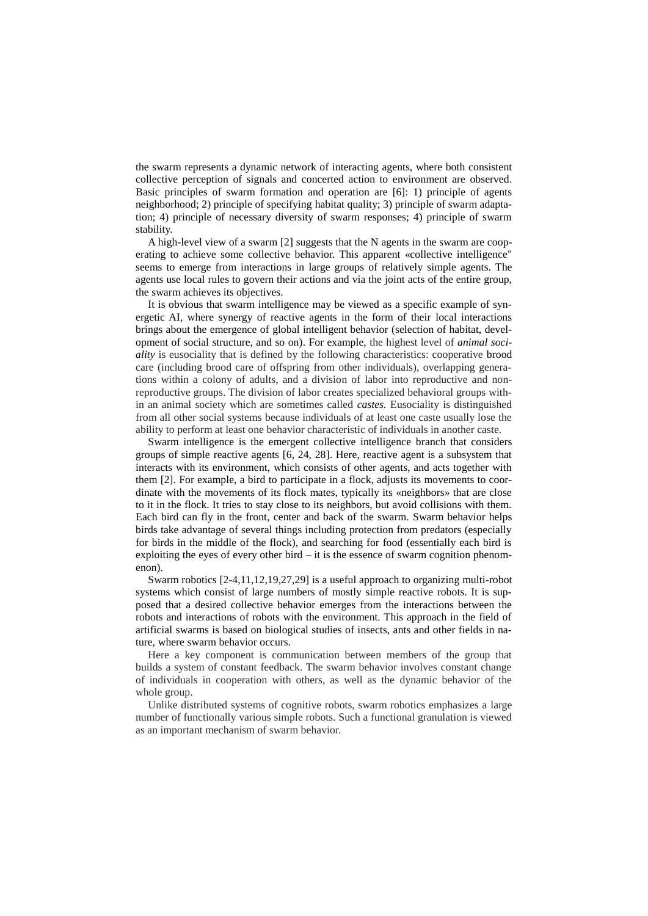the swarm represents a dynamic network of interacting agents, where both consistent collective perception of signals and concerted action to environment are observed. Basic principles of swarm formation and operation are [6]: 1) principle of agents neighborhood; 2) principle of specifying habitat quality; 3) principle of swarm adaptation; 4) principle of necessary diversity of swarm responses; 4) principle of swarm stability.

A high-level view of a swarm [2] suggests that the N agents in the swarm are cooperating to achieve some collective behavior. This apparent «collective intelligence" seems to emerge from interactions in large groups of relatively simple agents. The agents use local rules to govern their actions and via the joint acts of the entire group, the swarm achieves its objectives.

It is obvious that swarm intelligence may be viewed as a specific example of synergetic AI, where synergy of reactive agents in the form of their local interactions brings about the emergence of global intelligent behavior (selection of habitat, development of social structure, and so on). For example, the highest level of *animal sociality* is eusociality that is defined by the following characteristics: cooperative brood care (including brood care of offspring from other individuals), overlapping generations within a colony of adults, and a division of labor into reproductive and non-reproductive groups. The division of labor creates specialized behavioral groups within an animal society which are sometimes called *castes.* Eusociality is distinguished from all other social systems because individuals of at least one caste usually lose the ability to perform at least one behavior characteristic of individuals in another caste.

Swarm intelligence is the emergent collective intelligence branch that considers groups of simple reactive agents [6, 24, 28]. Here, reactive agent is a subsystem that interacts with its environment, which consists of other agents, and acts together with them [2]. For example, a bird to participate in a flock, adjusts its movements to coordinate with the movements of its flock mates, typically its «neighbors» that are close to it in the flock. It tries to stay close to its neighbors, but avoid collisions with them. Each bird can fly in the front, center and back of the swarm. Swarm behavior helps birds take advantage of several things including protection from predators (especially for birds in the middle of the flock), and searching for food (essentially each bird is exploiting the eyes of every other bird – it is the essence of swarm cognition phenomenon).

Swarm robotics [2-4,11,12,19,27,29] is a useful approach to organizing multi-robot systems which consist of large numbers of mostly simple reactive robots. It is supposed that a desired collective behavior emerges from the interactions between the robots and interactions of robots with the environment. This approach in the field of artificial swarms is based on biological studies of insects, ants and other fields in nature, where swarm behavior occurs.

Here a key component is communication between members of the group that builds a system of constant feedback. The swarm behavior involves constant change of individuals in cooperation with others, as well as the dynamic behavior of the whole group.

Unlike distributed systems of cognitive robots, swarm robotics emphasizes a large number of functionally various simple robots. Such a functional granulation is viewed as an important mechanism of swarm behavior.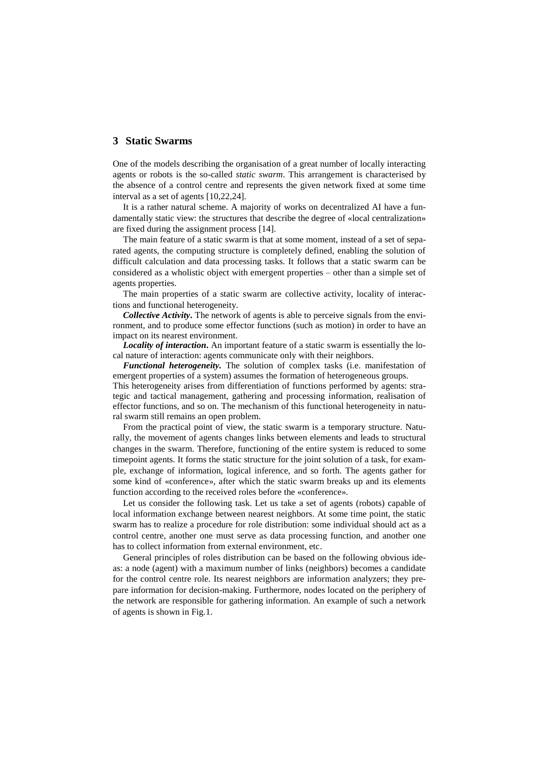## 3 Static Swarms

One of the models describing the organisation of a great number of locally interacting agents or robots is the so-called *static swarm*. This arrangement is characterised by the absence of a control centre and represents the given network fixed at some time interval as a set of agents [10,22,24].

It is a rather natural scheme. A majority of works on decentralized AI have a fundamentally static view: the structures that describe the degree of «local centralization» are fixed during the assignment process [14].

The main feature of a static swarm is that at some moment, instead of a set of separated agents, the computing structure is completely defined, enabling the solution of difficult calculation and data processing tasks. It follows that a static swarm can be considered as a wholistic object with emergent properties – other than a simple set of agents properties.

The main properties of a static swarm are collective activity, locality of interactions and functional heterogeneity.

***Collective Activity*.** The network of agents is able to perceive signals from the environment, and to produce some effector functions (such as motion) in order to have an impact on its nearest environment.

***Locality of interaction*.** An important feature of a static swarm is essentially the local nature of interaction: agents communicate only with their neighbors.

***Functional heterogeneity.*** The solution of complex tasks (i.e. manifestation of emergent properties of a system) assumes the formation of heterogeneous groups. This heterogeneity arises from differentiation of functions performed by agents: strategic and tactical management, gathering and processing information, realisation of effector functions, and so on. The mechanism of this functional heterogeneity in natural swarm still remains an open problem.

From the practical point of view, the static swarm is a temporary structure. Naturally, the movement of agents changes links between elements and leads to structural changes in the swarm. Therefore, functioning of the entire system is reduced to some timepoint agents. It forms the static structure for the joint solution of a task, for example, exchange of information, logical inference, and so forth. The agents gather for some kind of «conference», after which the static swarm breaks up and its elements function according to the received roles before the «conference».

Let us consider the following task. Let us take a set of agents (robots) capable of local information exchange between nearest neighbors. At some time point, the static swarm has to realize a procedure for role distribution: some individual should act as a control centre, another one must serve as data processing function, and another one has to collect information from external environment, etc.

General principles of roles distribution can be based on the following obvious ideas: a node (agent) with a maximum number of links (neighbors) becomes a candidate for the control centre role. Its nearest neighbors are information analyzers; they prepare information for decision-making. Furthermore, nodes located on the periphery of the network are responsible for gathering information. An example of such a network of agents is shown in Fig.1.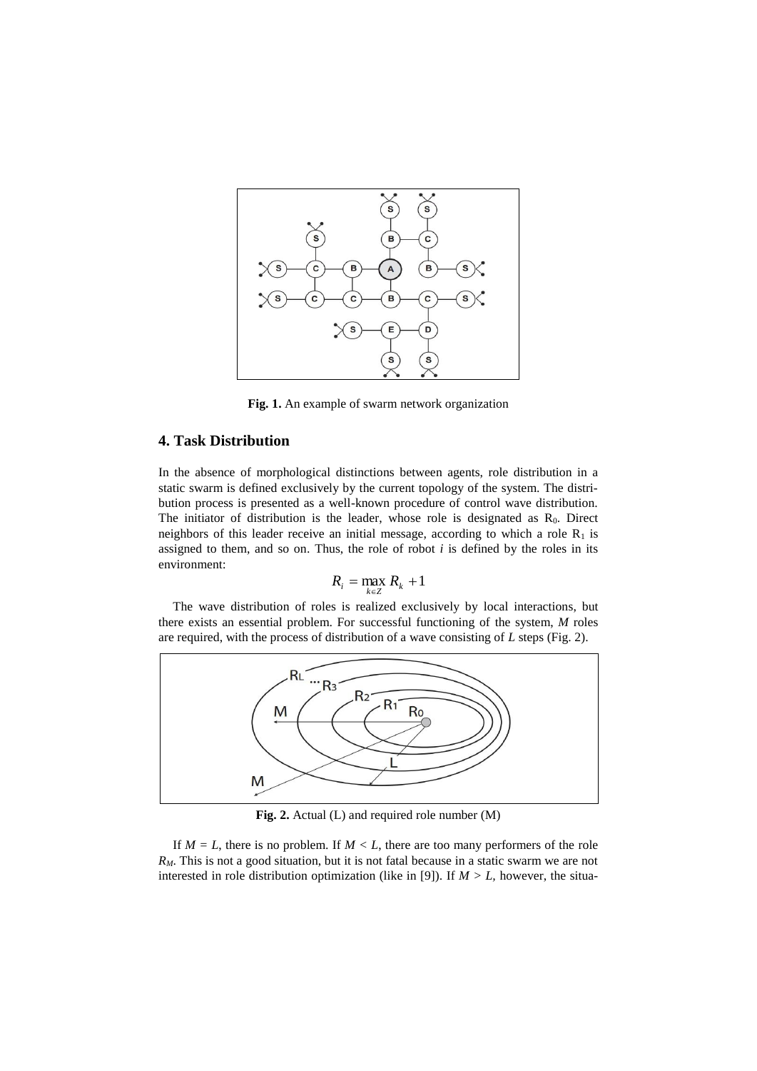**Fig. 1.** An example of swarm network organization

## 4. Task Distribution

In the absence of morphological distinctions between agents, role distribution in a static swarm is defined exclusively by the current topology of the system. The distribution process is presented as a well-known procedure of control wave distribution. The initiator of distribution is the leader, whose role is designated as $R_0$. Direct neighbors of this leader receive an initial message, according to which a role $R_1$ is assigned to them, and so on. Thus, the role of robot $i$ is defined by the roles in its environment:

$$R_i = \max_{k \in Z} R_k + 1$$

The wave distribution of roles is realized exclusively by local interactions, but there exists an essential problem. For successful functioning of the system, $M$ roles are required, with the process of distribution of a wave consisting of $L$ steps (Fig. 2).

**Fig. 2.** Actual (L) and required role number (M)

If $M = L$, there is no problem. If $M < L$, there are too many performers of the role $R_M$. This is not a good situation, but it is not fatal because in a static swarm we are not interested in role distribution optimization (like in [9]). If $M > L$, however, the situa-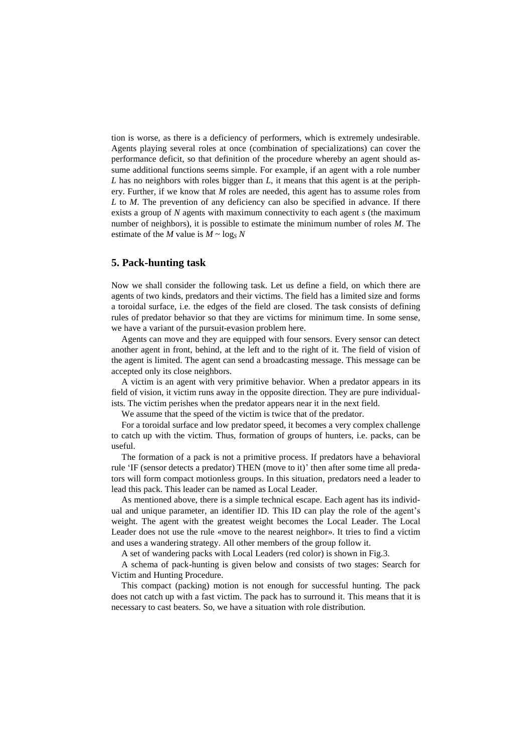tion is worse, as there is a deficiency of performers, which is extremely undesirable. Agents playing several roles at once (combination of specializations) can cover the performance deficit, so that definition of the procedure whereby an agent should assume additional functions seems simple. For example, if an agent with a role number $L$ has no neighbors with roles bigger than $L$, it means that this agent is at the periphery. Further, if we know that $M$ roles are needed, this agent has to assume roles from $L$ to $M$. The prevention of any deficiency can also be specified in advance. If there exists a group of $N$ agents with maximum connectivity to each agent $s$ (the maximum number of neighbors), it is possible to estimate the minimum number of roles $M$. The estimate of the $M$ value is $M \sim \log_S N$

## 5. Pack-hunting task

Now we shall consider the following task. Let us define a field, on which there are agents of two kinds, predators and their victims. The field has a limited size and forms a toroidal surface, i.e. the edges of the field are closed. The task consists of defining rules of predator behavior so that they are victims for minimum time. In some sense, we have a variant of the pursuit-evasion problem here.

Agents can move and they are equipped with four sensors. Every sensor can detect another agent in front, behind, at the left and to the right of it. The field of vision of the agent is limited. The agent can send a broadcasting message. This message can be accepted only its close neighbors.

A victim is an agent with very primitive behavior. When a predator appears in its field of vision, it victim runs away in the opposite direction. They are pure individualists. The victim perishes when the predator appears near it in the next field.

We assume that the speed of the victim is twice that of the predator.

For a toroidal surface and low predator speed, it becomes a very complex challenge to catch up with the victim. Thus, formation of groups of hunters, i.e. packs, can be useful.

The formation of a pack is not a primitive process. If predators have a behavioral rule 'IF (sensor detects a predator) THEN (move to it)' then after some time all predators will form compact motionless groups. In this situation, predators need a leader to lead this pack. This leader can be named as Local Leader.

As mentioned above, there is a simple technical escape. Each agent has its individual and unique parameter, an identifier ID. This ID can play the role of the agent's weight. The agent with the greatest weight becomes the Local Leader. The Local Leader does not use the rule «move to the nearest neighbor». It tries to find a victim and uses a wandering strategy. All other members of the group follow it.

A set of wandering packs with Local Leaders (red color) is shown in Fig.3.

A schema of pack-hunting is given below and consists of two stages: Search for Victim and Hunting Procedure.

This compact (packing) motion is not enough for successful hunting. The pack does not catch up with a fast victim. The pack has to surround it. This means that it is necessary to cast beaters. So, we have a situation with role distribution.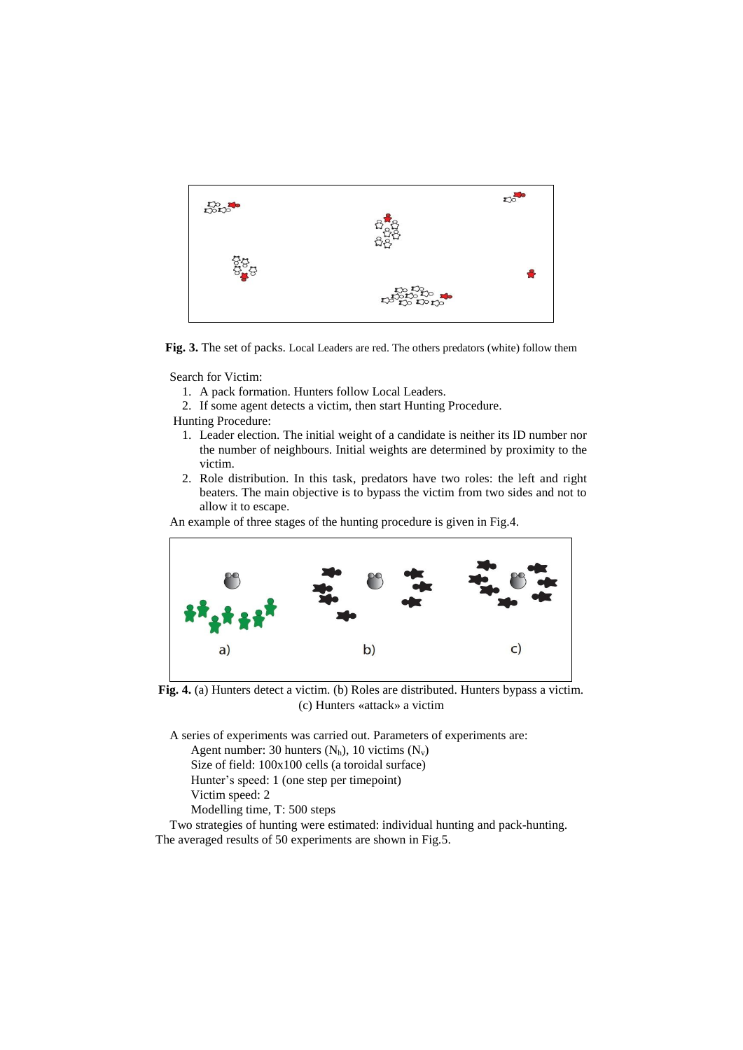**Fig. 3.** The set of packs. Local Leaders are red. The others predators (white) follow them

Search for Victim:

1. A pack formation. Hunters follow Local Leaders.
2. If some agent detects a victim, then start Hunting Procedure.

Hunting Procedure:

1. Leader election. The initial weight of a candidate is neither its ID number nor the number of neighbours. Initial weights are determined by proximity to the victim.
2. Role distribution. In this task, predators have two roles: the left and right beaters. The main objective is to bypass the victim from two sides and not to allow it to escape.

An example of three stages of the hunting procedure is given in Fig.4.

**Fig. 4.** (a) Hunters detect a victim. (b) Roles are distributed. Hunters bypass a victim. (c) Hunters «attack» a victim

A series of experiments was carried out. Parameters of experiments are:

Agent number: 30 hunters ($N_h$), 10 victims ($N_v$)
Size of field: 100x100 cells (a toroidal surface)
Hunter's speed: 1 (one step per timepoint)
Victim speed: 2
Modelling time, T: 500 steps

Two strategies of hunting were estimated: individual hunting and pack-hunting. The averaged results of 50 experiments are shown in Fig.5.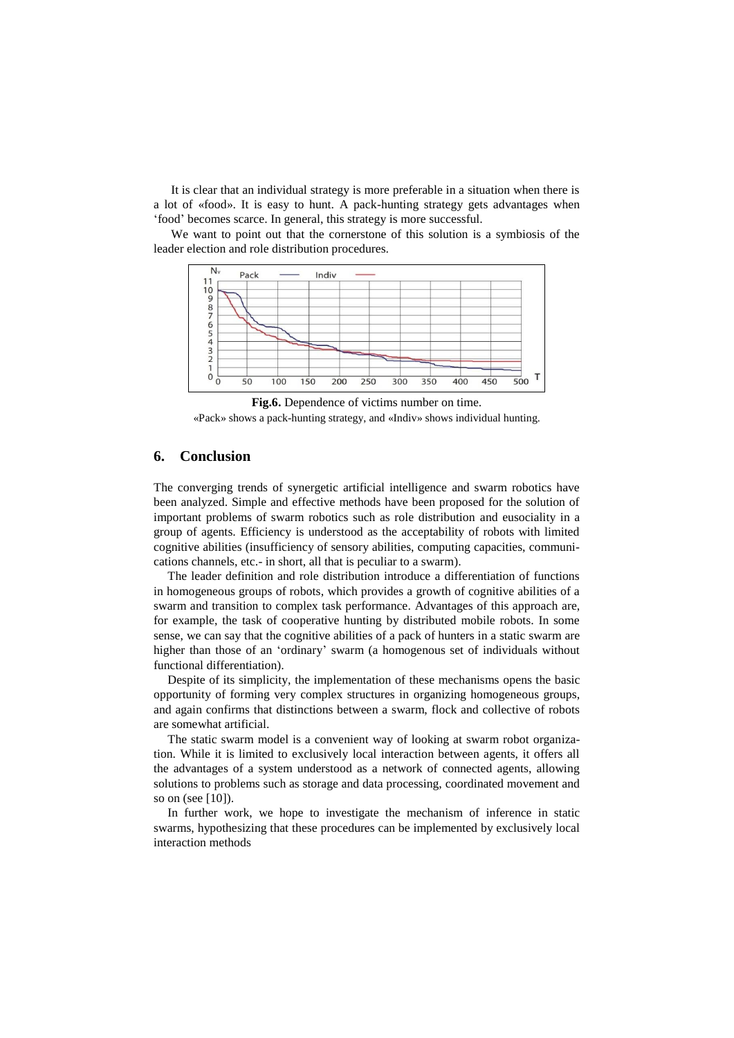It is clear that an individual strategy is more preferable in a situation when there is a lot of «food». It is easy to hunt. A pack-hunting strategy gets advantages when 'food' becomes scarce. In general, this strategy is more successful.

We want to point out that the cornerstone of this solution is a symbiosis of the leader election and role distribution procedures.

$N_v$

Pack

Indiv

11
10
9
8
7
6
5
4
3
2
1
0

0 50 100 150 200 250 300 350 400 450 500 T

**Fig.6.** Dependence of victims number on time.

«Pack» shows a pack-hunting strategy, and «Indiv» shows individual hunting.

## 6. Conclusion

The converging trends of synergetic artificial intelligence and swarm robotics have been analyzed. Simple and effective methods have been proposed for the solution of important problems of swarm robotics such as role distribution and eusociality in a group of agents. Efficiency is understood as the acceptability of robots with limited cognitive abilities (insufficiency of sensory abilities, computing capacities, communications channels, etc.- in short, all that is peculiar to a swarm).

The leader definition and role distribution introduce a differentiation of functions in homogeneous groups of robots, which provides a growth of cognitive abilities of a swarm and transition to complex task performance. Advantages of this approach are, for example, the task of cooperative hunting by distributed mobile robots. In some sense, we can say that the cognitive abilities of a pack of hunters in a static swarm are higher than those of an 'ordinary' swarm (a homogenous set of individuals without functional differentiation).

Despite of its simplicity, the implementation of these mechanisms opens the basic opportunity of forming very complex structures in organizing homogeneous groups, and again confirms that distinctions between a swarm, flock and collective of robots are somewhat artificial.

The static swarm model is a convenient way of looking at swarm robot organization. While it is limited to exclusively local interaction between agents, it offers all the advantages of a system understood as a network of connected agents, allowing solutions to problems such as storage and data processing, coordinated movement and so on (see [10]).

In further work, we hope to investigate the mechanism of inference in static swarms, hypothesizing that these procedures can be implemented by exclusively local interaction methods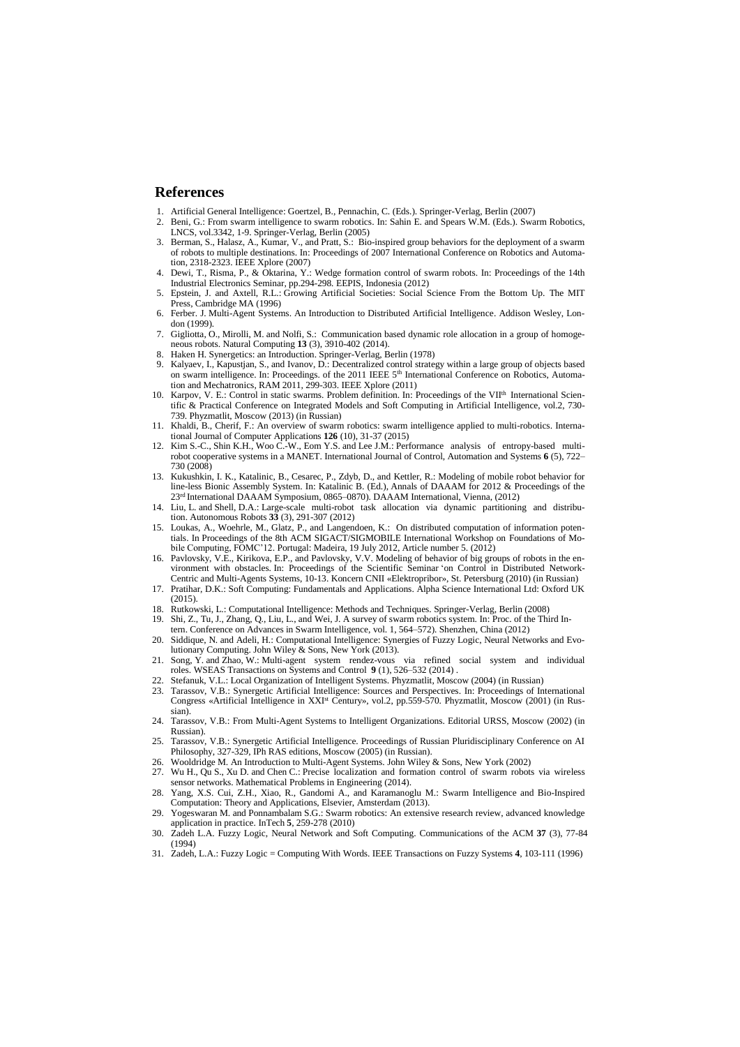## References

1. Artificial General Intelligence: Goertzel, B., Pennachin, C. (Eds.). Springer-Verlag, Berlin (2007)
2. Beni, G.: From swarm intelligence to swarm robotics. In: Sahin E. and Spears W.M. (Eds.). Swarm Robotics, LNCS, vol.3342, 1-9. Springer-Verlag, Berlin (2005)
3. Berman, S., Halasz, A., Kumar, V., and Pratt, S.: Bio-inspired group behaviors for the deployment of a swarm of robots to multiple destinations. In: Proceedings of 2007 International Conference on Robotics and Automation, 2318-2323. IEEE Xplore (2007)
4. Dewi, T., Risma, P., & Oktarina, Y.: Wedge formation control of swarm robots. In: Proceedings of the 14th Industrial Electronics Seminar, pp.294-298. EEPIS, Indonesia (2012)
5. Epstein, J. and Axtell, R.L.: Growing Artificial Societies: Social Science From the Bottom Up. The MIT Press, Cambridge MA (1996)
6. Ferber. J. Multi-Agent Systems. An Introduction to Distributed Artificial Intelligence. Addison Wesley, London (1999).
7. Gigliotta, O., Mirolli, M. and Nolfi, S.: Communication based dynamic role allocation in a group of homogeneous robots. Natural Computing **13** (3), 3910-402 (2014).
8. Haken H. Synergetics: an Introduction. Springer-Verlag, Berlin (1978)
9. Kalyaev, I., Kapustjan, S., and Ivanov, D.: Decentralized control strategy within a large group of objects based on swarm intelligence. In: Proceedings. of the 2011 IEEE 5th International Conference on Robotics, Automation and Mechatronics, RAM 2011, 299-303. IEEE Xplore (2011)
10. Karpov, V. E.: Control in static swarms. Problem definition. In: Proceedings of the VIIth International Scientific & Practical Conference on Integrated Models and Soft Computing in Artificial Intelligence, vol.2, 730-739. Phyzmatlit, Moscow (2013) (in Russian)
11. Khaldi, B., Cherif, F.: An overview of swarm robotics: swarm intelligence applied to multi-robotics. International Journal of Computer Applications **126** (10), 31-37 (2015)
12. Kim S.-C., Shin K.H., Woo C.-W., Eom Y.S. and Lee J.M.: Performance analysis of entropy-based multi-robot cooperative systems in a MANET. International Journal of Control, Automation and Systems **6** (5), 722–730 (2008)
13. Kukushkin, I. K., Katalinic, B., Cesarec, P., Zdyb, D., and Kettler, R.: Modeling of mobile robot behavior for line-less Bionic Assembly System. In: Katalinic B. (Ed.), Annals of DAAAM for 2012 & Proceedings of the 23rd International DAAAM Symposium, 0865–0870). DAAAM International, Vienna, (2012)
14. Liu, L. and Shell, D.A.: Large-scale multi-robot task allocation via dynamic partitioning and distribution. Autonomous Robots **33** (3), 291-307 (2012)
15. Loukas, A., Woehrle, M., Glatz, P., and Langendoen, K.: On distributed computation of information potentials. In Proceedings of the 8th ACM SIGACT/SIGMOBILE International Workshop on Foundations of Mobile Computing, FOMC'12. Portugal: Madeira, 19 July 2012, Article number 5. (2012)
16. Pavlovsky, V.E., Kirikova, E.P., and Pavlovsky, V.V. Modeling of behavior of big groups of robots in the environment with obstacles. In: Proceedings of the Scientific Seminar 'on Control in Distributed Network-Centric and Multi-Agents Systems, 10-13. Koncern CNII «Elektropribor», St. Petersburg (2010) (in Russian)
17. Pratihar, D.K.: Soft Computing: Fundamentals and Applications. Alpha Science International Ltd: Oxford UK (2015).
18. Rutkowski, L.: Computational Intelligence: Methods and Techniques. Springer-Verlag, Berlin (2008)
19. Shi, Z., Tu, J., Zhang, Q., Liu, L., and Wei, J. A survey of swarm robotics system. In: Proc. of the Third Intern. Conference on Advances in Swarm Intelligence, vol. 1, 564–572). Shenzhen, China (2012)
20. Siddique, N. and Adeli, H.: Computational Intelligence: Synergies of Fuzzy Logic, Neural Networks and Evolutionary Computing. John Wiley & Sons, New York (2013).
21. Song, Y. and Zhao, W.: Multi-agent system rendez-vous via refined social system and individual roles. WSEAS Transactions on Systems and Control **9** (1), 526–532 (2014) .
22. Stefanuk, V.L.: Local Organization of Intelligent Systems. Phyzmatlit, Moscow (2004) (in Russian)
23. Tarassov, V.B.: Synergetic Artificial Intelligence: Sources and Perspectives. In: Proceedings of International Congress «Artificial Intelligence in XXIst Century», vol.2, pp.559-570. Phyzmatlit, Moscow (2001) (in Russian).
24. Tarassov, V.B.: From Multi-Agent Systems to Intelligent Organizations. Editorial URSS, Moscow (2002) (in Russian).
25. Tarassov, V.B.: Synergetic Artificial Intelligence. Proceedings of Russian Pluridisciplinary Conference on AI Philosophy, 327-329, IPh RAS editions, Moscow (2005) (in Russian).
26. Wooldridge M. An Introduction to Multi-Agent Systems. John Wiley & Sons, New York (2002)
27. Wu H., Qu S., Xu D. and Chen C.: Precise localization and formation control of swarm robots via wireless sensor networks. Mathematical Problems in Engineering (2014).
28. Yang, X.S. Cui, Z.H., Xiao, R., Gandomi A., and Karamanoglu M.: Swarm Intelligence and Bio-Inspired Computation: Theory and Applications, Elsevier, Amsterdam (2013).
29. Yogeswaran M. and Ponnambalam S.G.: Swarm robotics: An extensive research review, advanced knowledge application in practice. InTech **5**, 259-278 (2010)
30. Zadeh L.A. Fuzzy Logic, Neural Network and Soft Computing. Communications of the ACM **37** (3), 77-84 (1994)
31. Zadeh, L.A.: Fuzzy Logic = Computing With Words. IEEE Transactions on Fuzzy Systems **4**, 103-111 (1996)